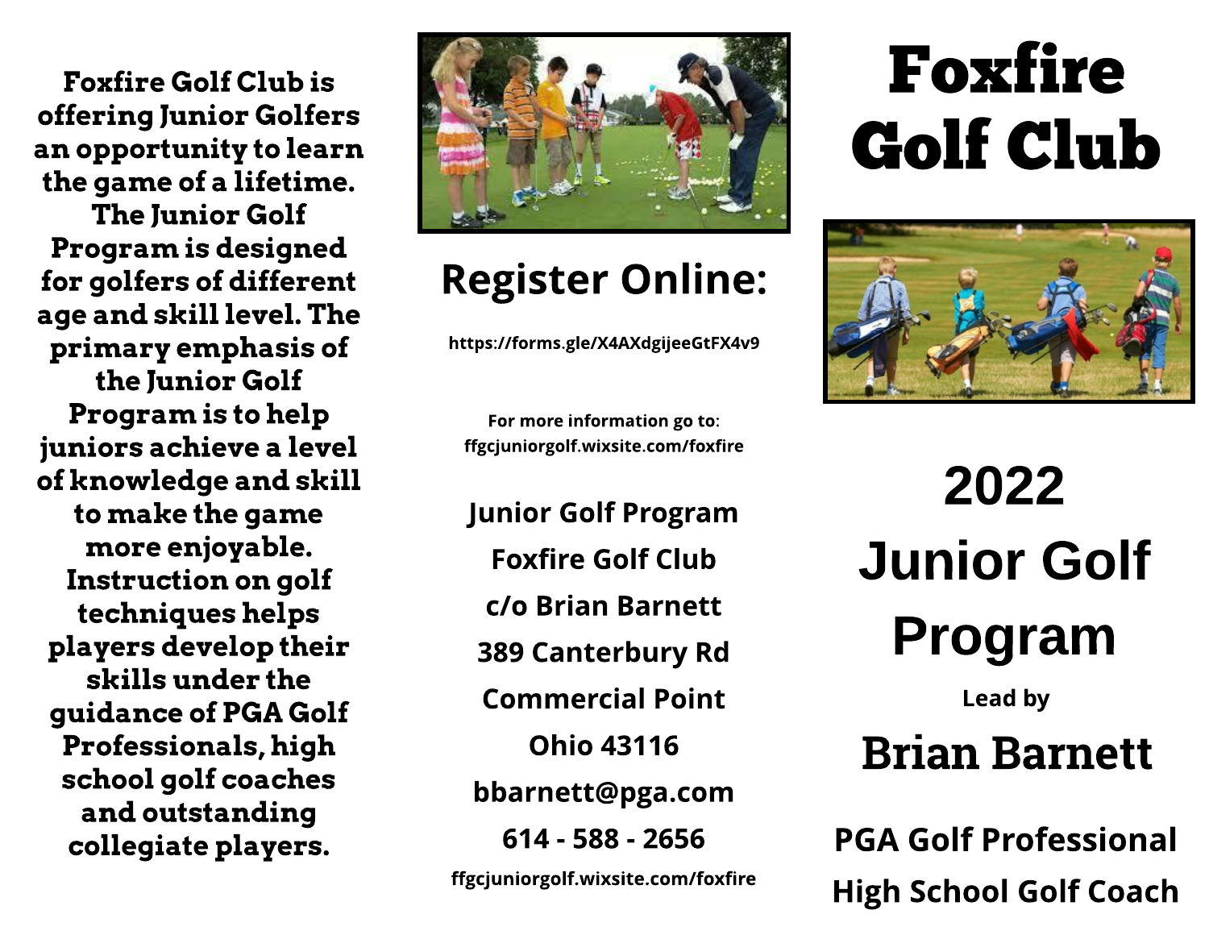**Foxfire Golf Club is offering Junior Golfers an opportunity to learn the game of a lifetime. The Junior Golf Program is designed for golfers of different age and skill level. The primary emphasis of the Junior Golf Program is to help juniors achieve a level of knowledge and skill to make the game more enjoyable. Instruction on golf techniques helps players develop their skills under the guidance of PGA Golf Professionals, high school golf coaches and outstanding collegiate players.**

## Register Online:

**https://forms.gle/X4AXdgijeeGtFX4v9**

**For more information go to: ffgcjuniorgolf.wixsite.com/foxfire**

**Junior Golf Program**
**Foxfire Golf Club**
**c/o Brian Barnett**
**389 Canterbury Rd**
**Commercial Point**
**Ohio 43116**
**bbarnett@pga.com**
**614 - 588 - 2656**
**ffgcjuniorgolf.wixsite.com/foxfire**

# Foxfire Golf Club

# 2022 Junior Golf Program

**Lead by**

## Brian Barnett

**PGA Golf Professional**
**High School Golf Coach**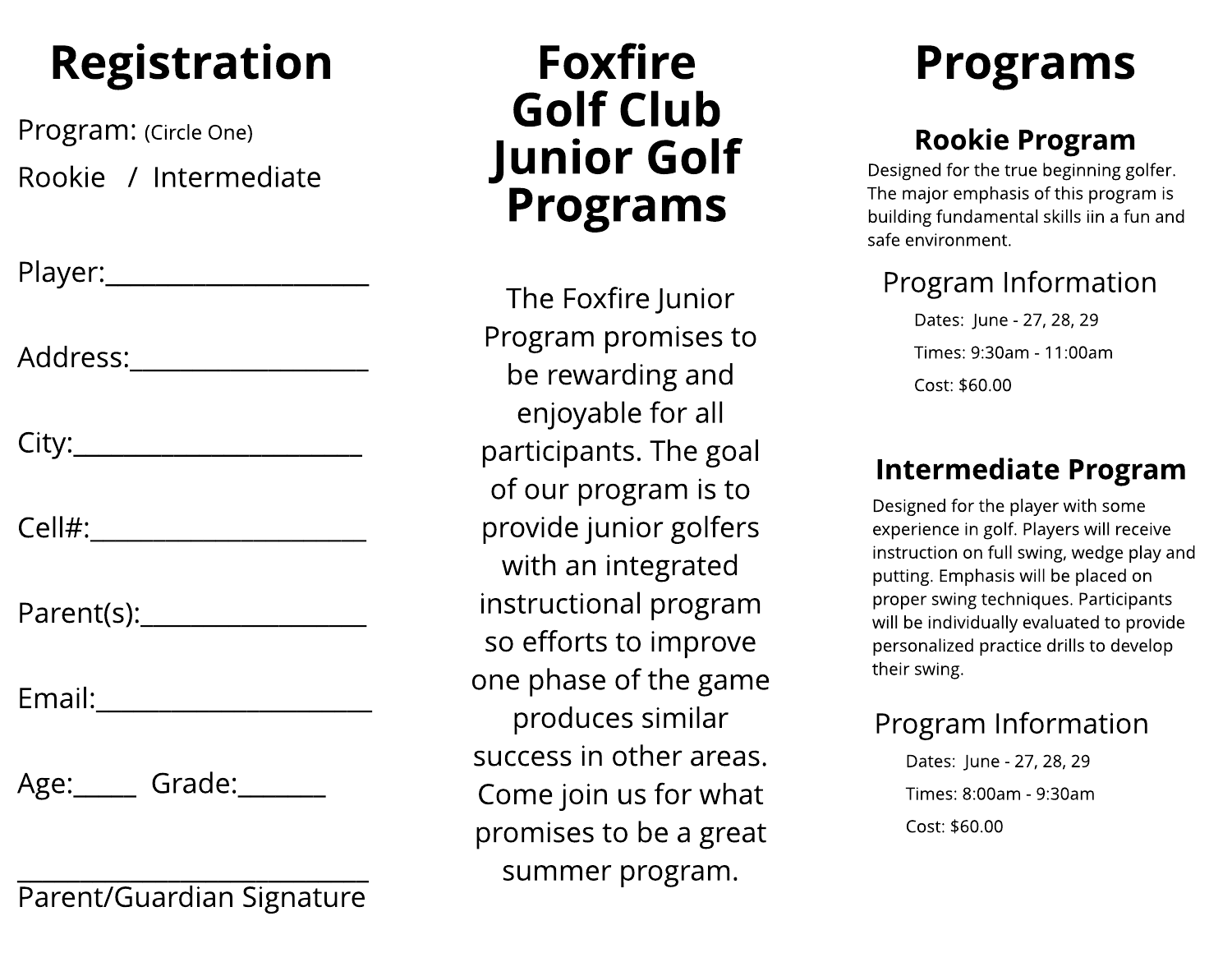# Registration

Program: (Circle One)

Rookie / Intermediate

Player:____________________

Address:__________________

City:______________________

Cell#:_____________________

Parent(s):_________________

Email:_____________________

Age:_____ Grade:_______

___________________________

Parent/Guardian Signature

# Foxfire Golf Club Junior Golf Programs

The Foxfire Junior Program promises to be rewarding and enjoyable for all participants. The goal of our program is to provide junior golfers with an integrated instructional program so efforts to improve one phase of the game produces similar success in other areas. Come join us for what promises to be a great summer program.

# Programs

## Rookie Program

Designed for the true beginning golfer. The major emphasis of this program is building fundamental skills iin a fun and safe environment.

### Program Information

Dates: June - 27, 28, 29

Times: 9:30am - 11:00am

Cost: $60.00

## Intermediate Program

Designed for the player with some experience in golf. Players will receive instruction on full swing, wedge play and putting. Emphasis will be placed on proper swing techniques. Participants will be individually evaluated to provide personalized practice drills to develop their swing.

### Program Information

Dates: June - 27, 28, 29

Times: 8:00am - 9:30am

Cost: $60.00